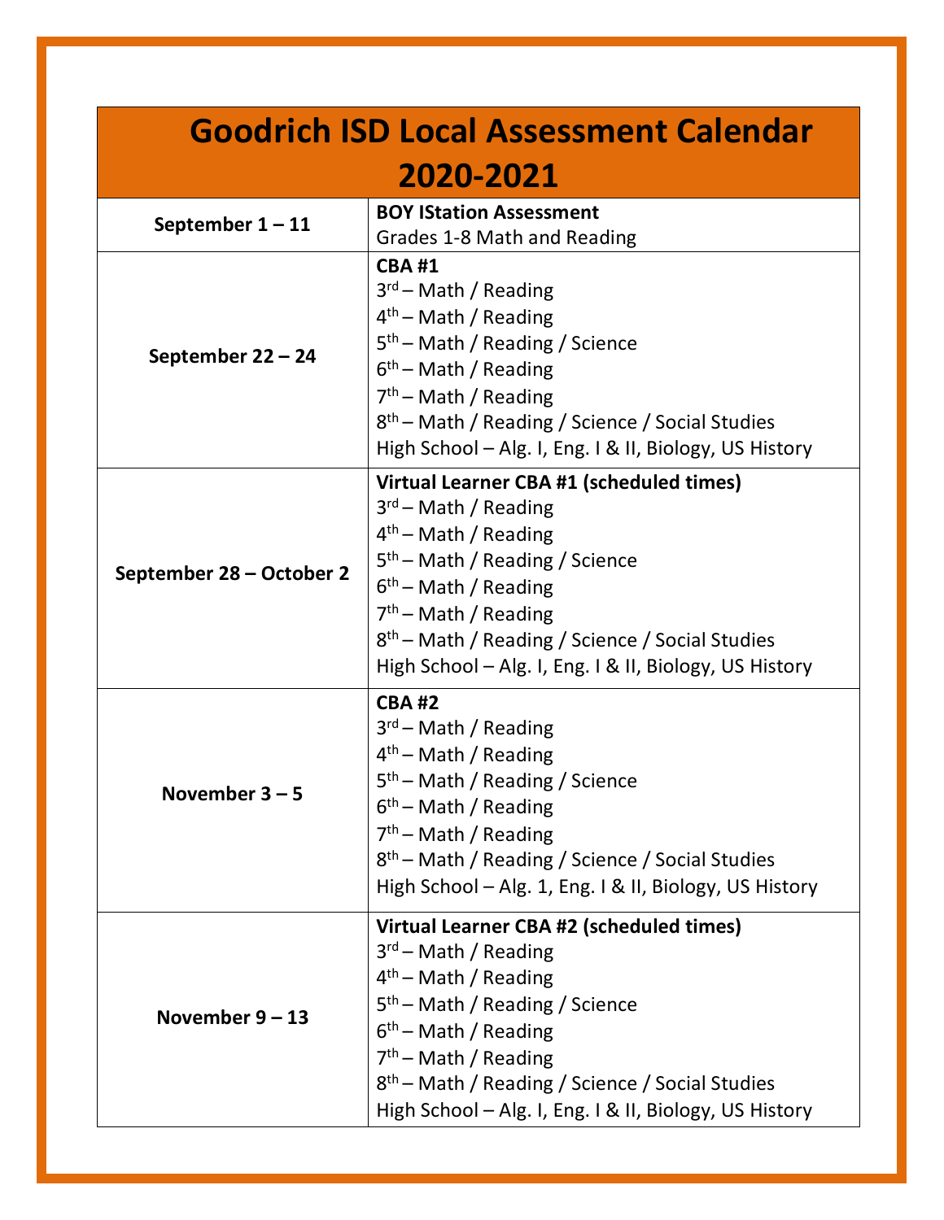# Goodrich ISD Local Assessment Calendar 2020-2021

| Dates | Assessment |
|---|---|
| **September 1 – 11** | **BOY IStation Assessment**<br>Grades 1-8 Math and Reading |
| **September 22 – 24** | **CBA #1**<br>3rd – Math / Reading<br>4th – Math / Reading<br>5th – Math / Reading / Science<br>6th – Math / Reading<br>7th – Math / Reading<br>8th – Math / Reading / Science / Social Studies<br>High School – Alg. I, Eng. I & II, Biology, US History |
| **September 28 – October 2** | **Virtual Learner CBA #1 (scheduled times)**<br>3rd – Math / Reading<br>4th – Math / Reading<br>5th – Math / Reading / Science<br>6th – Math / Reading<br>7th – Math / Reading<br>8th – Math / Reading / Science / Social Studies<br>High School – Alg. I, Eng. I & II, Biology, US History |
| **November 3 – 5** | **CBA #2**<br>3rd – Math / Reading<br>4th – Math / Reading<br>5th – Math / Reading / Science<br>6th – Math / Reading<br>7th – Math / Reading<br>8th – Math / Reading / Science / Social Studies<br>High School – Alg. 1, Eng. I & II, Biology, US History |
| **November 9 – 13** | **Virtual Learner CBA #2 (scheduled times)**<br>3rd – Math / Reading<br>4th – Math / Reading<br>5th – Math / Reading / Science<br>6th – Math / Reading<br>7th – Math / Reading<br>8th – Math / Reading / Science / Social Studies<br>High School – Alg. I, Eng. I & II, Biology, US History |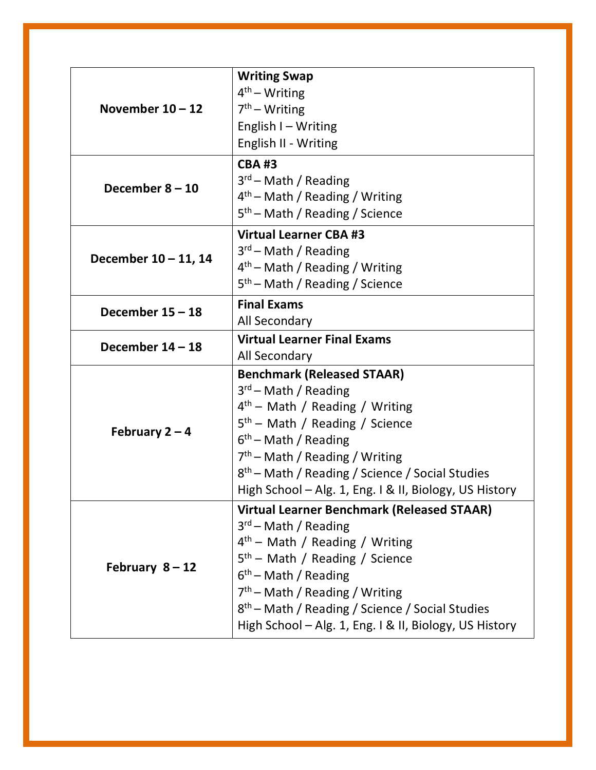| | |
|---|---|
| **November 10 – 12** | **Writing Swap**<br>$4^{th}$ – Writing<br>$7^{th}$ – Writing<br>English I – Writing<br>English II - Writing |
| **December 8 – 10** | **CBA #3**<br>$3^{rd}$ – Math / Reading<br>$4^{th}$ – Math / Reading / Writing<br>$5^{th}$ – Math / Reading / Science |
| **December 10 – 11, 14** | **Virtual Learner CBA #3**<br>$3^{rd}$ – Math / Reading<br>$4^{th}$ – Math / Reading / Writing<br>$5^{th}$ – Math / Reading / Science |
| **December 15 – 18** | **Final Exams**<br>All Secondary |
| **December 14 – 18** | **Virtual Learner Final Exams**<br>All Secondary |
| **February 2 – 4** | **Benchmark (Released STAAR)**<br>$3^{rd}$ – Math / Reading<br>$4^{th}$ – Math / Reading / Writing<br>$5^{th}$ – Math / Reading / Science<br>$6^{th}$ – Math / Reading<br>$7^{th}$ – Math / Reading / Writing<br>$8^{th}$ – Math / Reading / Science / Social Studies<br>High School – Alg. 1, Eng. I & II, Biology, US History |
| **February 8 – 12** | **Virtual Learner Benchmark (Released STAAR)**<br>$3^{rd}$ – Math / Reading<br>$4^{th}$ – Math / Reading / Writing<br>$5^{th}$ – Math / Reading / Science<br>$6^{th}$ – Math / Reading<br>$7^{th}$ – Math / Reading / Writing<br>$8^{th}$ – Math / Reading / Science / Social Studies<br>High School – Alg. 1, Eng. I & II, Biology, US History |